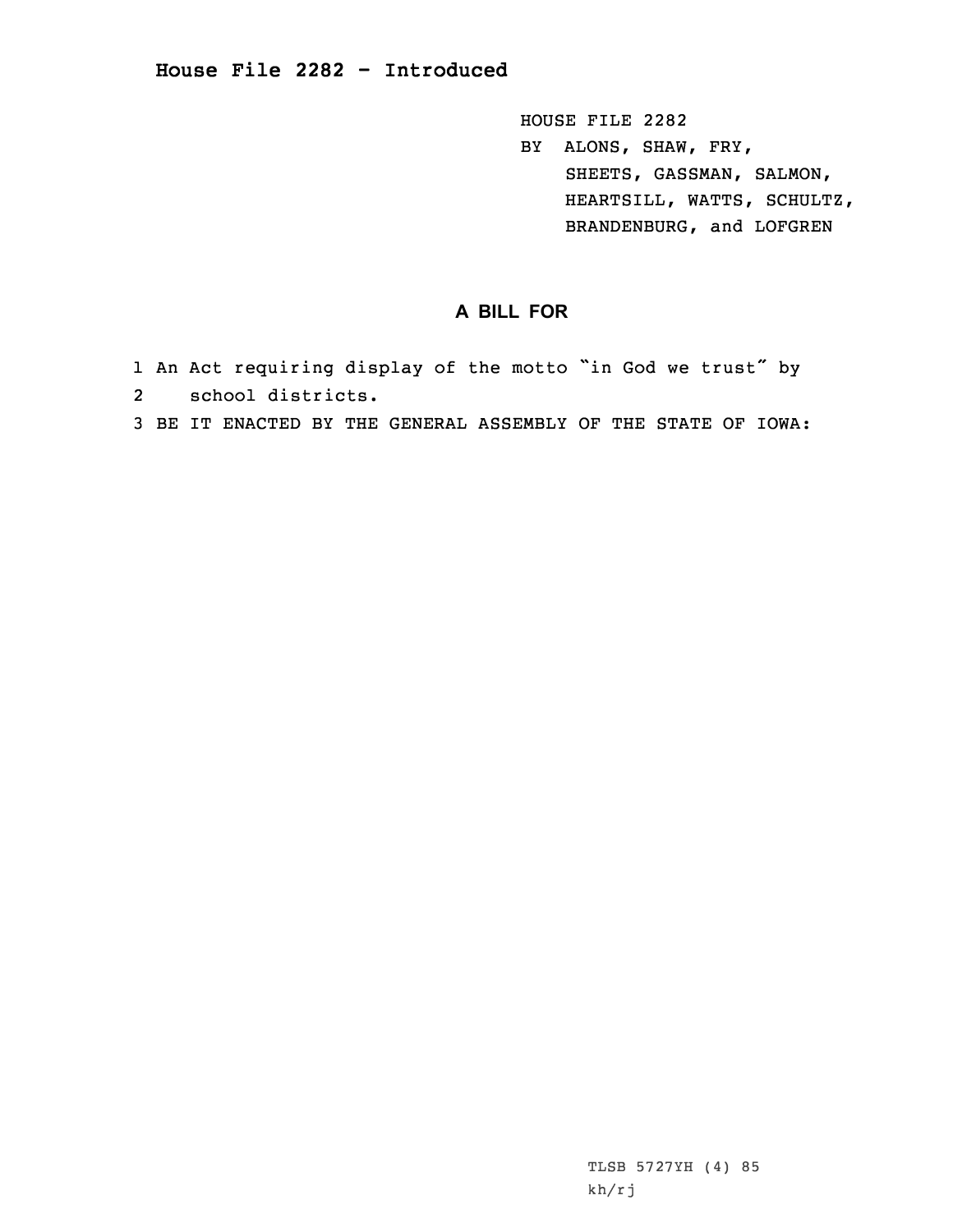# House File 2282 - Introduced

HOUSE FILE 2282
BY ALONS, SHAW, FRY,
SHEETS, GASSMAN, SALMON,
HEARTSILL, WATTS, SCHULTZ,
BRANDENBURG, and LOFGREN

## A BILL FOR

1 An Act requiring display of the motto "in God we trust" by
2 school districts.
3 BE IT ENACTED BY THE GENERAL ASSEMBLY OF THE STATE OF IOWA:

TLSB 5727YH (4) 85
kh/rj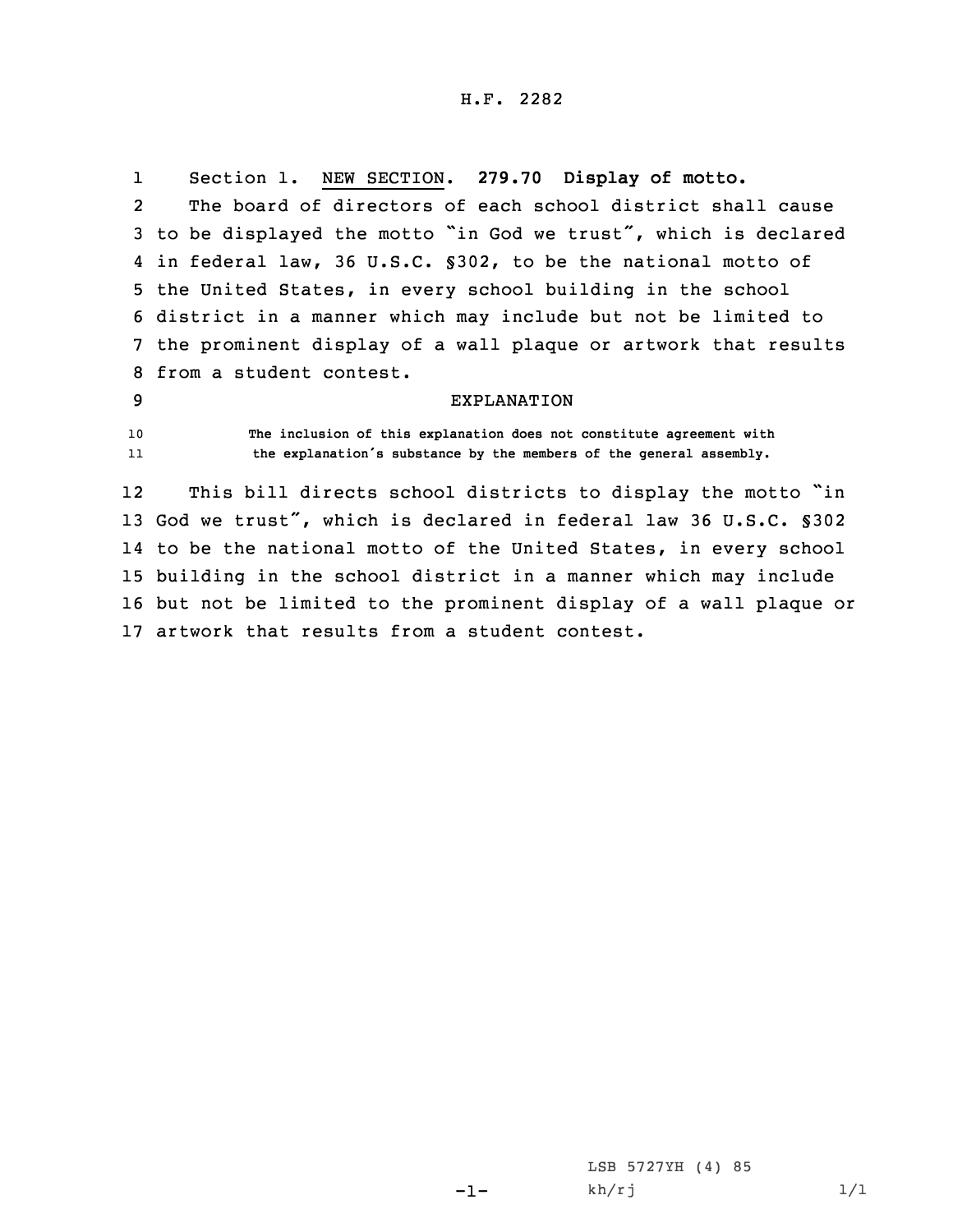H.F. 2282

Section 1. <u>NEW SECTION</u>. **279.70 Display of motto.**

The board of directors of each school district shall cause to be displayed the motto "in God we trust", which is declared in federal law, 36 U.S.C. §302, to be the national motto of the United States, in every school building in the school district in a manner which may include but not be limited to the prominent display of a wall plaque or artwork that results from a student contest.

EXPLANATION

The inclusion of this explanation does not constitute agreement with the explanation's substance by the members of the general assembly.

This bill directs school districts to display the motto "in God we trust", which is declared in federal law 36 U.S.C. §302 to be the national motto of the United States, in every school building in the school district in a manner which may include but not be limited to the prominent display of a wall plaque or artwork that results from a student contest.

LSB 5727YH (4) 85
kh/rj